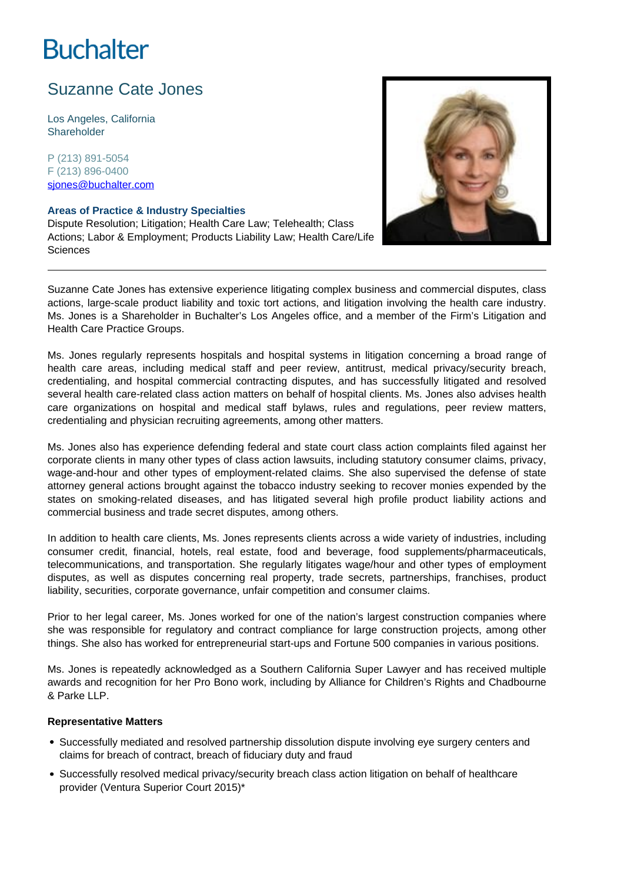# Buchalter

## Suzanne Cate Jones

Los Angeles, California
Shareholder

P (213) 891-5054
F (213) 896-0400
sjones@buchalter.com

**Areas of Practice & Industry Specialties**

Dispute Resolution; Litigation; Health Care Law; Telehealth; Class Actions; Labor & Employment; Products Liability Law; Health Care/Life Sciences

---

Suzanne Cate Jones has extensive experience litigating complex business and commercial disputes, class actions, large-scale product liability and toxic tort actions, and litigation involving the health care industry. Ms. Jones is a Shareholder in Buchalter's Los Angeles office, and a member of the Firm's Litigation and Health Care Practice Groups.

Ms. Jones regularly represents hospitals and hospital systems in litigation concerning a broad range of health care areas, including medical staff and peer review, antitrust, medical privacy/security breach, credentialing, and hospital commercial contracting disputes, and has successfully litigated and resolved several health care-related class action matters on behalf of hospital clients. Ms. Jones also advises health care organizations on hospital and medical staff bylaws, rules and regulations, peer review matters, credentialing and physician recruiting agreements, among other matters.

Ms. Jones also has experience defending federal and state court class action complaints filed against her corporate clients in many other types of class action lawsuits, including statutory consumer claims, privacy, wage-and-hour and other types of employment-related claims. She also supervised the defense of state attorney general actions brought against the tobacco industry seeking to recover monies expended by the states on smoking-related diseases, and has litigated several high profile product liability actions and commercial business and trade secret disputes, among others.

In addition to health care clients, Ms. Jones represents clients across a wide variety of industries, including consumer credit, financial, hotels, real estate, food and beverage, food supplements/pharmaceuticals, telecommunications, and transportation. She regularly litigates wage/hour and other types of employment disputes, as well as disputes concerning real property, trade secrets, partnerships, franchises, product liability, securities, corporate governance, unfair competition and consumer claims.

Prior to her legal career, Ms. Jones worked for one of the nation's largest construction companies where she was responsible for regulatory and contract compliance for large construction projects, among other things. She also has worked for entrepreneurial start-ups and Fortune 500 companies in various positions.

Ms. Jones is repeatedly acknowledged as a Southern California Super Lawyer and has received multiple awards and recognition for her Pro Bono work, including by Alliance for Children's Rights and Chadbourne & Parke LLP.

**Representative Matters**

- Successfully mediated and resolved partnership dissolution dispute involving eye surgery centers and claims for breach of contract, breach of fiduciary duty and fraud
- Successfully resolved medical privacy/security breach class action litigation on behalf of healthcare provider (Ventura Superior Court 2015)*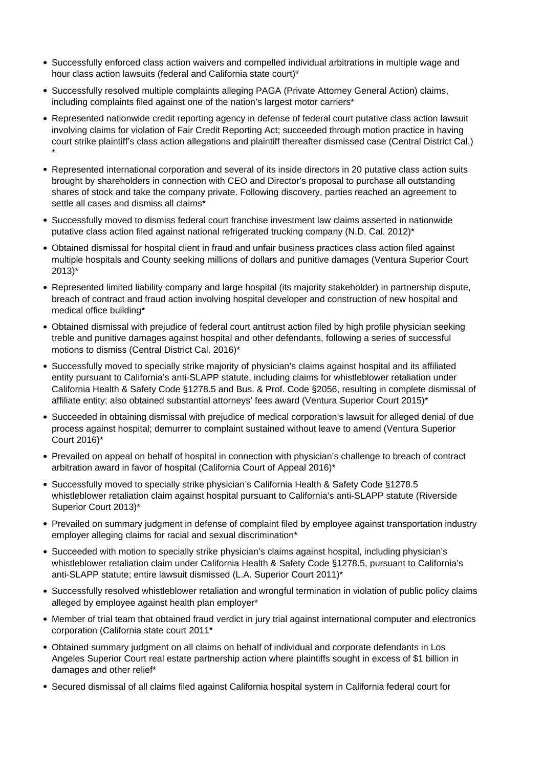- Successfully enforced class action waivers and compelled individual arbitrations in multiple wage and hour class action lawsuits (federal and California state court)*
- Successfully resolved multiple complaints alleging PAGA (Private Attorney General Action) claims, including complaints filed against one of the nation's largest motor carriers*
- Represented nationwide credit reporting agency in defense of federal court putative class action lawsuit involving claims for violation of Fair Credit Reporting Act; succeeded through motion practice in having court strike plaintiff's class action allegations and plaintiff thereafter dismissed case (Central District Cal.) *
- Represented international corporation and several of its inside directors in 20 putative class action suits brought by shareholders in connection with CEO and Director's proposal to purchase all outstanding shares of stock and take the company private. Following discovery, parties reached an agreement to settle all cases and dismiss all claims*
- Successfully moved to dismiss federal court franchise investment law claims asserted in nationwide putative class action filed against national refrigerated trucking company (N.D. Cal. 2012)*
- Obtained dismissal for hospital client in fraud and unfair business practices class action filed against multiple hospitals and County seeking millions of dollars and punitive damages (Ventura Superior Court 2013)*
- Represented limited liability company and large hospital (its majority stakeholder) in partnership dispute, breach of contract and fraud action involving hospital developer and construction of new hospital and medical office building*
- Obtained dismissal with prejudice of federal court antitrust action filed by high profile physician seeking treble and punitive damages against hospital and other defendants, following a series of successful motions to dismiss (Central District Cal. 2016)*
- Successfully moved to specially strike majority of physician's claims against hospital and its affiliated entity pursuant to California's anti-SLAPP statute, including claims for whistleblower retaliation under California Health & Safety Code §1278.5 and Bus. & Prof. Code §2056, resulting in complete dismissal of affiliate entity; also obtained substantial attorneys' fees award (Ventura Superior Court 2015)*
- Succeeded in obtaining dismissal with prejudice of medical corporation's lawsuit for alleged denial of due process against hospital; demurrer to complaint sustained without leave to amend (Ventura Superior Court 2016)*
- Prevailed on appeal on behalf of hospital in connection with physician's challenge to breach of contract arbitration award in favor of hospital (California Court of Appeal 2016)*
- Successfully moved to specially strike physician's California Health & Safety Code §1278.5 whistleblower retaliation claim against hospital pursuant to California's anti-SLAPP statute (Riverside Superior Court 2013)*
- Prevailed on summary judgment in defense of complaint filed by employee against transportation industry employer alleging claims for racial and sexual discrimination*
- Succeeded with motion to specially strike physician's claims against hospital, including physician's whistleblower retaliation claim under California Health & Safety Code §1278.5, pursuant to California's anti-SLAPP statute; entire lawsuit dismissed (L.A. Superior Court 2011)*
- Successfully resolved whistleblower retaliation and wrongful termination in violation of public policy claims alleged by employee against health plan employer*
- Member of trial team that obtained fraud verdict in jury trial against international computer and electronics corporation (California state court 2011*
- Obtained summary judgment on all claims on behalf of individual and corporate defendants in Los Angeles Superior Court real estate partnership action where plaintiffs sought in excess of $1 billion in damages and other relief*
- Secured dismissal of all claims filed against California hospital system in California federal court for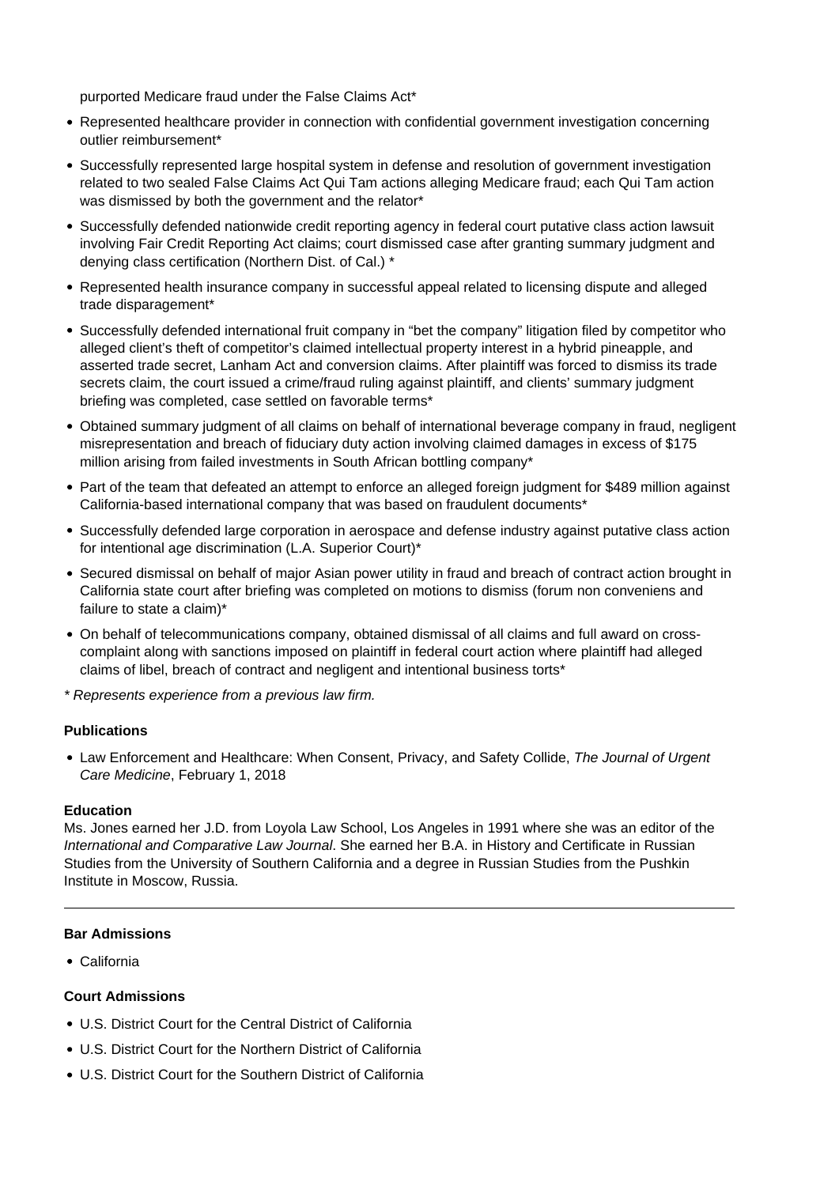purported Medicare fraud under the False Claims Act*

- Represented healthcare provider in connection with confidential government investigation concerning outlier reimbursement*
- Successfully represented large hospital system in defense and resolution of government investigation related to two sealed False Claims Act Qui Tam actions alleging Medicare fraud; each Qui Tam action was dismissed by both the government and the relator*
- Successfully defended nationwide credit reporting agency in federal court putative class action lawsuit involving Fair Credit Reporting Act claims; court dismissed case after granting summary judgment and denying class certification (Northern Dist. of Cal.) *
- Represented health insurance company in successful appeal related to licensing dispute and alleged trade disparagement*
- Successfully defended international fruit company in "bet the company" litigation filed by competitor who alleged client's theft of competitor's claimed intellectual property interest in a hybrid pineapple, and asserted trade secret, Lanham Act and conversion claims. After plaintiff was forced to dismiss its trade secrets claim, the court issued a crime/fraud ruling against plaintiff, and clients' summary judgment briefing was completed, case settled on favorable terms*
- Obtained summary judgment of all claims on behalf of international beverage company in fraud, negligent misrepresentation and breach of fiduciary duty action involving claimed damages in excess of $175 million arising from failed investments in South African bottling company*
- Part of the team that defeated an attempt to enforce an alleged foreign judgment for $489 million against California-based international company that was based on fraudulent documents*
- Successfully defended large corporation in aerospace and defense industry against putative class action for intentional age discrimination (L.A. Superior Court)*
- Secured dismissal on behalf of major Asian power utility in fraud and breach of contract action brought in California state court after briefing was completed on motions to dismiss (forum non conveniens and failure to state a claim)*
- On behalf of telecommunications company, obtained dismissal of all claims and full award on cross-complaint along with sanctions imposed on plaintiff in federal court action where plaintiff had alleged claims of libel, breach of contract and negligent and intentional business torts*

*\* Represents experience from a previous law firm.*

**Publications**

- Law Enforcement and Healthcare: When Consent, Privacy, and Safety Collide, *The Journal of Urgent Care Medicine*, February 1, 2018

**Education**

Ms. Jones earned her J.D. from Loyola Law School, Los Angeles in 1991 where she was an editor of the *International and Comparative Law Journal*. She earned her B.A. in History and Certificate in Russian Studies from the University of Southern California and a degree in Russian Studies from the Pushkin Institute in Moscow, Russia.

---

**Bar Admissions**

- California

**Court Admissions**

- U.S. District Court for the Central District of California
- U.S. District Court for the Northern District of California
- U.S. District Court for the Southern District of California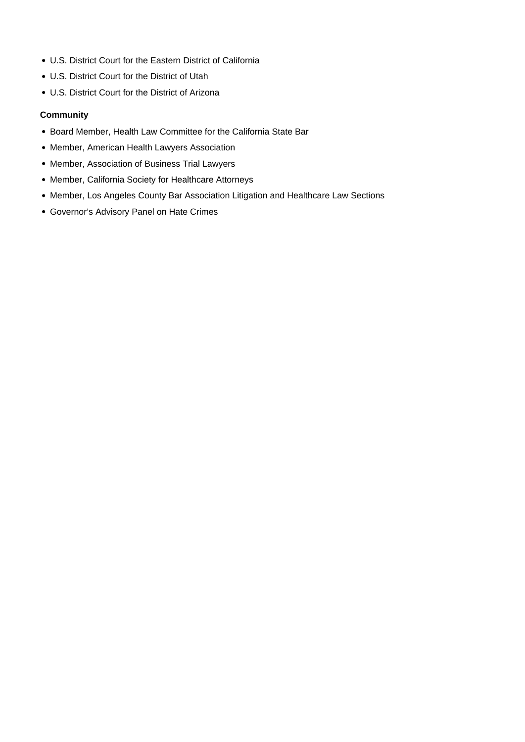- U.S. District Court for the Eastern District of California
- U.S. District Court for the District of Utah
- U.S. District Court for the District of Arizona

**Community**

- Board Member, Health Law Committee for the California State Bar
- Member, American Health Lawyers Association
- Member, Association of Business Trial Lawyers
- Member, California Society for Healthcare Attorneys
- Member, Los Angeles County Bar Association Litigation and Healthcare Law Sections
- Governor's Advisory Panel on Hate Crimes